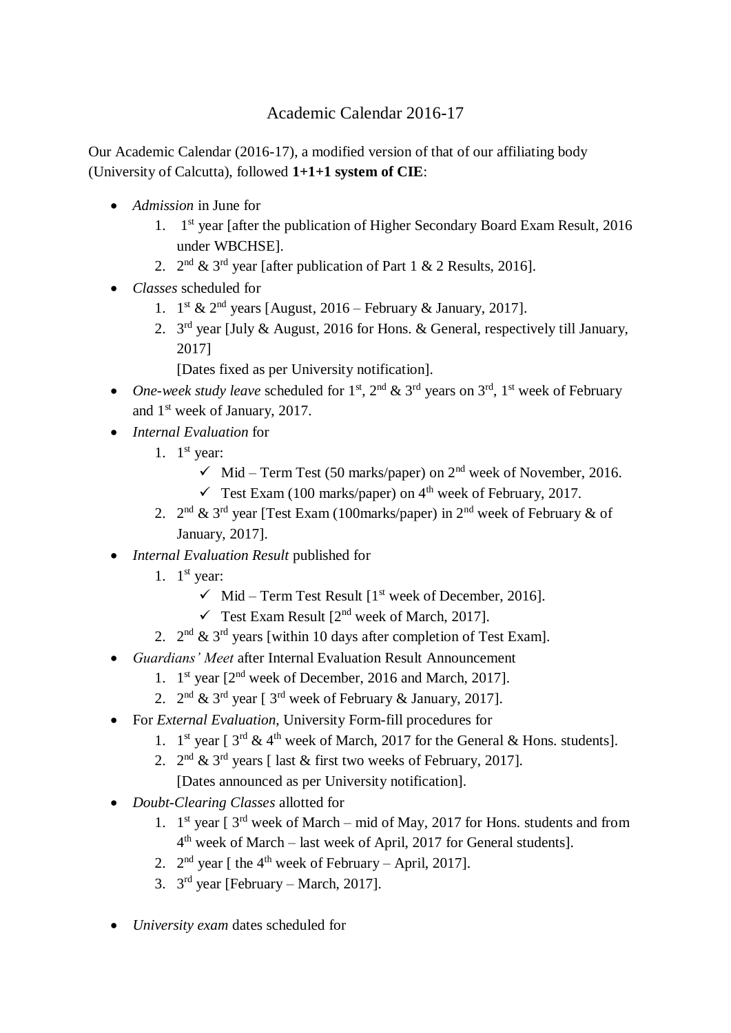# Academic Calendar 2016-17

Our Academic Calendar (2016-17), a modified version of that of our affiliating body (University of Calcutta), followed **1+1+1 system of CIE**:

- *Admission* in June for
  1. 1st year [after the publication of Higher Secondary Board Exam Result, 2016 under WBCHSE].
  2. 2nd & 3rd year [after publication of Part 1 & 2 Results, 2016].
- *Classes* scheduled for
  1. 1st & 2nd years [August, 2016 – February & January, 2017].
  2. 3rd year [July & August, 2016 for Hons. & General, respectively till January, 2017]

     [Dates fixed as per University notification].
- *One-week study leave* scheduled for 1st, 2nd & 3rd years on 3rd, 1st week of February and 1st week of January, 2017.
- *Internal Evaluation* for
  1. 1st year:
     - ✓ Mid – Term Test (50 marks/paper) on 2nd week of November, 2016.
     - ✓ Test Exam (100 marks/paper) on 4th week of February, 2017.
  2. 2nd & 3rd year [Test Exam (100marks/paper) in 2nd week of February & of January, 2017].
- *Internal Evaluation Result* published for
  1. 1st year:
     - ✓ Mid – Term Test Result [1st week of December, 2016].
     - ✓ Test Exam Result [2nd week of March, 2017].
  2. 2nd & 3rd years [within 10 days after completion of Test Exam].
- *Guardians' Meet* after Internal Evaluation Result Announcement
  1. 1st year [2nd week of December, 2016 and March, 2017].
  2. 2nd & 3rd year [ 3rd week of February & January, 2017].
- For *External Evaluation*, University Form-fill procedures for
  1. 1st year [ 3rd & 4th week of March, 2017 for the General & Hons. students].
  2. 2nd & 3rd years [ last & first two weeks of February, 2017].

     [Dates announced as per University notification].
- *Doubt-Clearing Classes* allotted for
  1. 1st year [ 3rd week of March – mid of May, 2017 for Hons. students and from 4th week of March – last week of April, 2017 for General students].
  2. 2nd year [ the 4th week of February – April, 2017].
  3. 3rd year [February – March, 2017].
- *University exam* dates scheduled for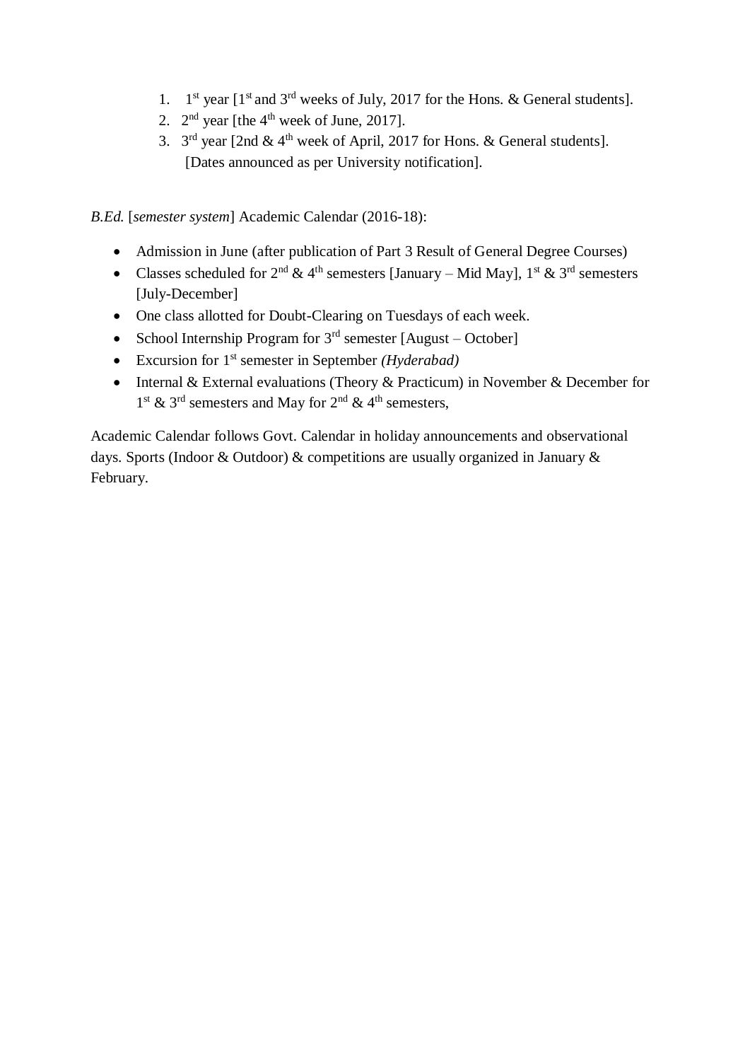1. 1st year [1st and 3rd weeks of July, 2017 for the Hons. & General students].
2. 2nd year [the 4th week of June, 2017].
3. 3rd year [2nd & 4th week of April, 2017 for Hons. & General students].
   [Dates announced as per University notification].

*B.Ed.* [*semester system*] Academic Calendar (2016-18):

- Admission in June (after publication of Part 3 Result of General Degree Courses)
- Classes scheduled for 2nd & 4th semesters [January – Mid May], 1st & 3rd semesters [July-December]
- One class allotted for Doubt-Clearing on Tuesdays of each week.
- School Internship Program for 3rd semester [August – October]
- Excursion for 1st semester in September *(Hyderabad)*
- Internal & External evaluations (Theory & Practicum) in November & December for 1st & 3rd semesters and May for 2nd & 4th semesters,

Academic Calendar follows Govt. Calendar in holiday announcements and observational days. Sports (Indoor & Outdoor) & competitions are usually organized in January & February.